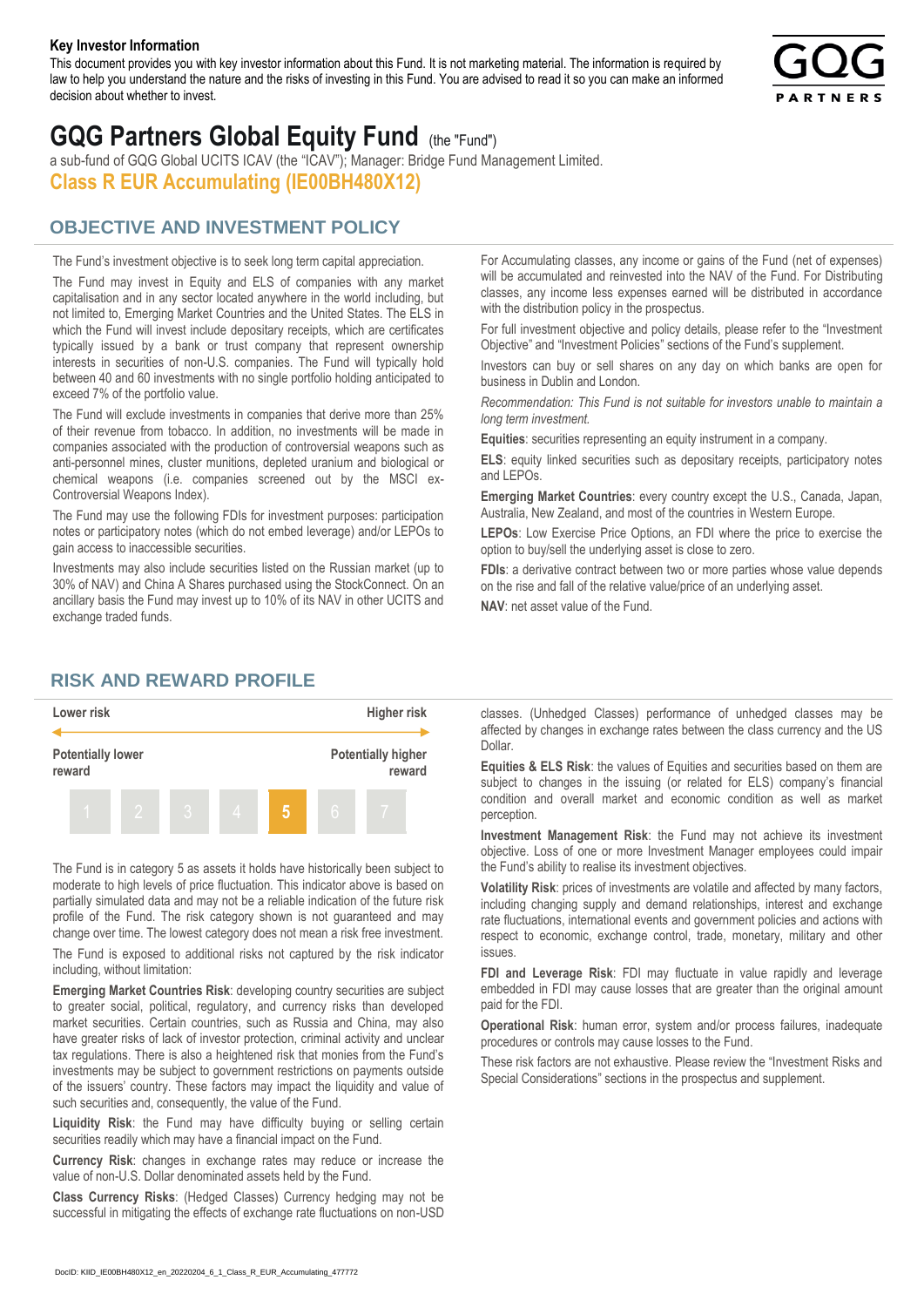**Key Investor Information**

This document provides you with key investor information about this Fund. It is not marketing material. The information is required by law to help you understand the nature and the risks of investing in this Fund. You are advised to read it so you can make an informed decision about whether to invest.

# GQG Partners Global Equity Fund (the "Fund")

a sub-fund of GQG Global UCITS ICAV (the "ICAV"); Manager: Bridge Fund Management Limited.

**Class R EUR Accumulating (IE00BH480X12)**

## OBJECTIVE AND INVESTMENT POLICY

The Fund's investment objective is to seek long term capital appreciation.

The Fund may invest in Equity and ELS of companies with any market capitalisation and in any sector located anywhere in the world including, but not limited to, Emerging Market Countries and the United States. The ELS in which the Fund will invest include depositary receipts, which are certificates typically issued by a bank or trust company that represent ownership interests in securities of non-U.S. companies. The Fund will typically hold between 40 and 60 investments with no single portfolio holding anticipated to exceed 7% of the portfolio value.

The Fund will exclude investments in companies that derive more than 25% of their revenue from tobacco. In addition, no investments will be made in companies associated with the production of controversial weapons such as anti-personnel mines, cluster munitions, depleted uranium and biological or chemical weapons (i.e. companies screened out by the MSCI ex-Controversial Weapons Index).

The Fund may use the following FDIs for investment purposes: participation notes or participatory notes (which do not embed leverage) and/or LEPOs to gain access to inaccessible securities.

Investments may also include securities listed on the Russian market (up to 30% of NAV) and China A Shares purchased using the StockConnect. On an ancillary basis the Fund may invest up to 10% of its NAV in other UCITS and exchange traded funds.

For Accumulating classes, any income or gains of the Fund (net of expenses) will be accumulated and reinvested into the NAV of the Fund. For Distributing classes, any income less expenses earned will be distributed in accordance with the distribution policy in the prospectus.

For full investment objective and policy details, please refer to the "Investment Objective" and "Investment Policies" sections of the Fund's supplement.

Investors can buy or sell shares on any day on which banks are open for business in Dublin and London.

*Recommendation: This Fund is not suitable for investors unable to maintain a long term investment.*

**Equities**: securities representing an equity instrument in a company.

**ELS**: equity linked securities such as depositary receipts, participatory notes and LEPOs.

**Emerging Market Countries**: every country except the U.S., Canada, Japan, Australia, New Zealand, and most of the countries in Western Europe.

**LEPOs**: Low Exercise Price Options, an FDI where the price to exercise the option to buy/sell the underlying asset is close to zero.

**FDIs**: a derivative contract between two or more parties whose value depends on the rise and fall of the relative value/price of an underlying asset.

**NAV**: net asset value of the Fund.

## RISK AND REWARD PROFILE

| Lower risk | | | | | | Higher risk |
|---|---|---|---|---|---|---|
| Potentially lower reward | | | | | | Potentially higher reward |
| 1 | 2 | 3 | 4 | **5** | 6 | 7 |

The Fund is in category 5 as assets it holds have historically been subject to moderate to high levels of price fluctuation. This indicator above is based on partially simulated data and may not be a reliable indication of the future risk profile of the Fund. The risk category shown is not guaranteed and may change over time. The lowest category does not mean a risk free investment.

The Fund is exposed to additional risks not captured by the risk indicator including, without limitation:

**Emerging Market Countries Risk**: developing country securities are subject to greater social, political, regulatory, and currency risks than developed market securities. Certain countries, such as Russia and China, may also have greater risks of lack of investor protection, criminal activity and unclear tax regulations. There is also a heightened risk that monies from the Fund's investments may be subject to government restrictions on payments outside of the issuers' country. These factors may impact the liquidity and value of such securities and, consequently, the value of the Fund.

**Liquidity Risk**: the Fund may have difficulty buying or selling certain securities readily which may have a financial impact on the Fund.

**Currency Risk**: changes in exchange rates may reduce or increase the value of non-U.S. Dollar denominated assets held by the Fund.

**Class Currency Risks**: (Hedged Classes) Currency hedging may not be successful in mitigating the effects of exchange rate fluctuations on non-USD classes. (Unhedged Classes) performance of unhedged classes may be affected by changes in exchange rates between the class currency and the US Dollar.

**Equities & ELS Risk**: the values of Equities and securities based on them are subject to changes in the issuing (or related for ELS) company's financial condition and overall market and economic condition as well as market perception.

**Investment Management Risk**: the Fund may not achieve its investment objective. Loss of one or more Investment Manager employees could impair the Fund's ability to realise its investment objectives.

**Volatility Risk**: prices of investments are volatile and affected by many factors, including changing supply and demand relationships, interest and exchange rate fluctuations, international events and government policies and actions with respect to economic, exchange control, trade, monetary, military and other issues.

**FDI and Leverage Risk**: FDI may fluctuate in value rapidly and leverage embedded in FDI may cause losses that are greater than the original amount paid for the FDI.

**Operational Risk**: human error, system and/or process failures, inadequate procedures or controls may cause losses to the Fund.

These risk factors are not exhaustive. Please review the "Investment Risks and Special Considerations" sections in the prospectus and supplement.

DocID: KIID_IE00BH480X12_en_20220204_6_1_Class_R_EUR_Accumulating_477772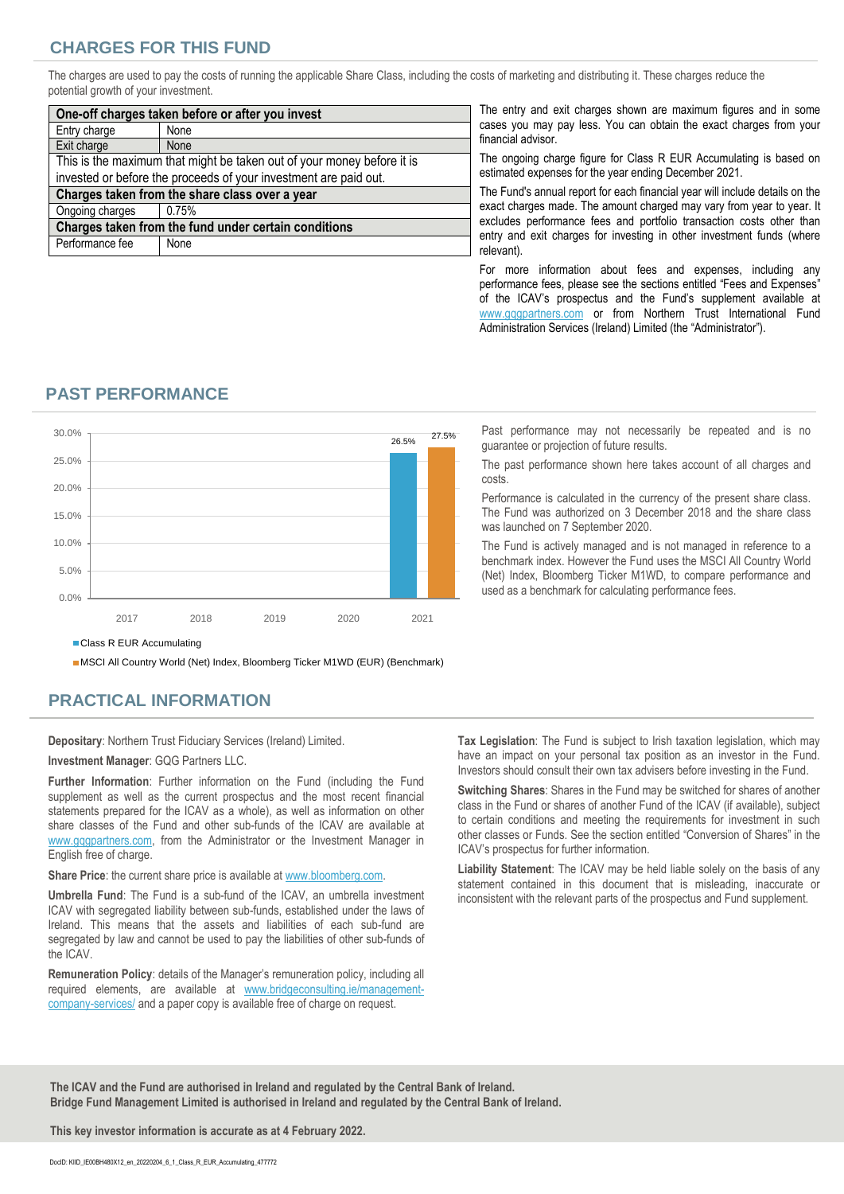## CHARGES FOR THIS FUND

The charges are used to pay the costs of running the applicable Share Class, including the costs of marketing and distributing it. These charges reduce the potential growth of your investment.

| One-off charges taken before or after you invest | |
|---|---|
| Entry charge | None |
| Exit charge | None |
| This is the maximum that might be taken out of your money before it is invested or before the proceeds of your investment are paid out. | |
| **Charges taken from the share class over a year** | |
| Ongoing charges | 0.75% |
| **Charges taken from the fund under certain conditions** | |
| Performance fee | None |

The entry and exit charges shown are maximum figures and in some cases you may pay less. You can obtain the exact charges from your financial advisor.

The ongoing charge figure for Class R EUR Accumulating is based on estimated expenses for the year ending December 2021.

The Fund's annual report for each financial year will include details on the exact charges made. The amount charged may vary from year to year. It excludes performance fees and portfolio transaction costs other than entry and exit charges for investing in other investment funds (where relevant).

For more information about fees and expenses, including any performance fees, please see the sections entitled "Fees and Expenses" of the ICAV's prospectus and the Fund's supplement available at www.gqgpartners.com or from Northern Trust International Fund Administration Services (Ireland) Limited (the "Administrator").

## PAST PERFORMANCE

30.0%
25.0%
20.0%
15.0%
10.0%
5.0%
0.0%

2017
2018
2019
2020
2021

26.5%
27.5%

Class R EUR Accumulating

MSCI All Country World (Net) Index, Bloomberg Ticker M1WD (EUR) (Benchmark)

Past performance may not necessarily be repeated and is no guarantee or projection of future results.

The past performance shown here takes account of all charges and costs.

Performance is calculated in the currency of the present share class. The Fund was authorized on 3 December 2018 and the share class was launched on 7 September 2020.

The Fund is actively managed and is not managed in reference to a benchmark index. However the Fund uses the MSCI All Country World (Net) Index, Bloomberg Ticker M1WD, to compare performance and used as a benchmark for calculating performance fees.

## PRACTICAL INFORMATION

**Depositary**: Northern Trust Fiduciary Services (Ireland) Limited.

**Investment Manager**: GQG Partners LLC.

**Further Information**: Further information on the Fund (including the Fund supplement as well as the current prospectus and the most recent financial statements prepared for the ICAV as a whole), as well as information on other share classes of the Fund and other sub-funds of the ICAV are available at www.gqgpartners.com, from the Administrator or the Investment Manager in English free of charge.

**Share Price**: the current share price is available at www.bloomberg.com.

**Umbrella Fund**: The Fund is a sub-fund of the ICAV, an umbrella investment ICAV with segregated liability between sub-funds, established under the laws of Ireland. This means that the assets and liabilities of each sub-fund are segregated by law and cannot be used to pay the liabilities of other sub-funds of the ICAV.

**Remuneration Policy**: details of the Manager's remuneration policy, including all required elements, are available at www.bridgeconsulting.ie/management-company-services/ and a paper copy is available free of charge on request.

**Tax Legislation**: The Fund is subject to Irish taxation legislation, which may have an impact on your personal tax position as an investor in the Fund. Investors should consult their own tax advisers before investing in the Fund.

**Switching Shares**: Shares in the Fund may be switched for shares of another class in the Fund or shares of another Fund of the ICAV (if available), subject to certain conditions and meeting the requirements for investment in such other classes or Funds. See the section entitled "Conversion of Shares" in the ICAV's prospectus for further information.

**Liability Statement**: The ICAV may be held liable solely on the basis of any statement contained in this document that is misleading, inaccurate or inconsistent with the relevant parts of the prospectus and Fund supplement.

**The ICAV and the Fund are authorised in Ireland and regulated by the Central Bank of Ireland.**
**Bridge Fund Management Limited is authorised in Ireland and regulated by the Central Bank of Ireland.**

**This key investor information is accurate as at 4 February 2022.**

DocID: KIID_IE00BH480X12_en_20220204_6_1_Class_R_EUR_Accumulating_477772